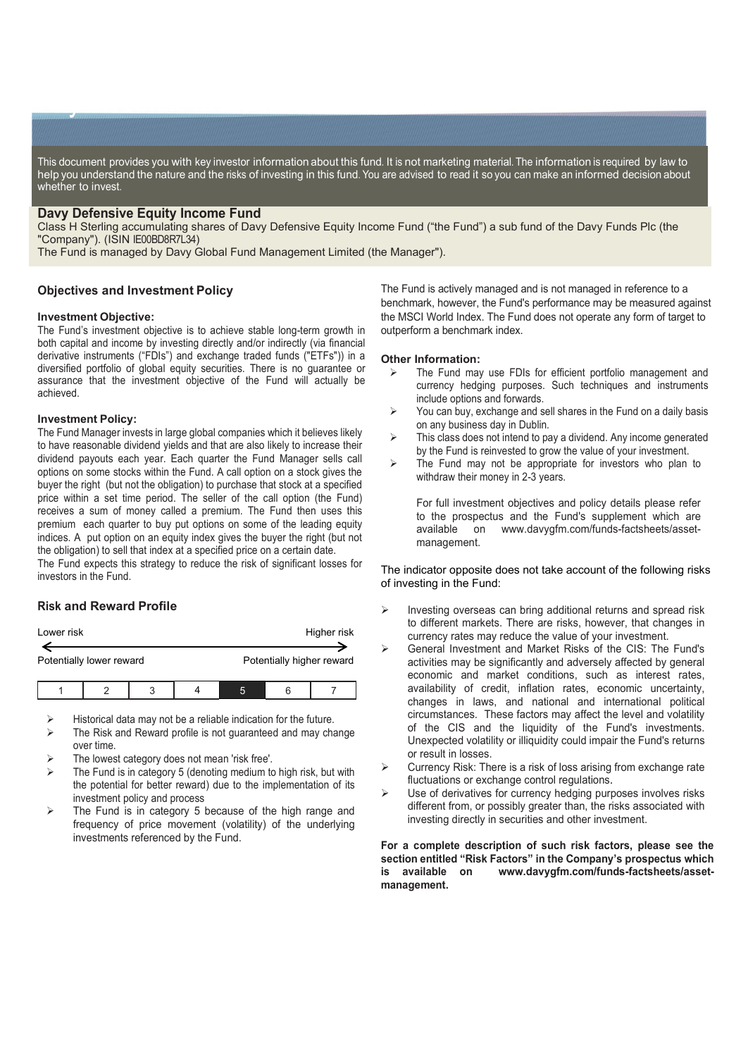This document provides you with key investor information about this fund. It is not marketing material. The information is required by law to help you understand the nature and the risks of investing in this fund. You are advised to read it so you can make an informed decision about whether to invest.

## Davy Defensive Equity Income Fund

Class H Sterling accumulating shares of Davy Defensive Equity Income Fund ("the Fund") a sub fund of the Davy Funds Plc (the "Company"). (ISIN IE00BD8R7L34)

The Fund is managed by Davy Global Fund Management Limited (the Manager").

### Objectives and Investment Policy

**Investment Objective:**

The Fund's investment objective is to achieve stable long-term growth in both capital and income by investing directly and/or indirectly (via financial derivative instruments ("FDIs") and exchange traded funds ("ETFs")) in a diversified portfolio of global equity securities. There is no guarantee or assurance that the investment objective of the Fund will actually be achieved.

**Investment Policy:**

The Fund Manager invests in large global companies which it believes likely to have reasonable dividend yields and that are also likely to increase their dividend payouts each year. Each quarter the Fund Manager sells call options on some stocks within the Fund. A call option on a stock gives the buyer the right (but not the obligation) to purchase that stock at a specified price within a set time period. The seller of the call option (the Fund) receives a sum of money called a premium. The Fund then uses this premium each quarter to buy put options on some of the leading equity indices. A put option on an equity index gives the buyer the right (but not the obligation) to sell that index at a specified price on a certain date.

The Fund expects this strategy to reduce the risk of significant losses for investors in the Fund.

The Fund is actively managed and is not managed in reference to a benchmark, however, the Fund's performance may be measured against the MSCI World Index. The Fund does not operate any form of target to outperform a benchmark index.

**Other Information:**

- The Fund may use FDIs for efficient portfolio management and currency hedging purposes. Such techniques and instruments include options and forwards.
- You can buy, exchange and sell shares in the Fund on a daily basis on any business day in Dublin.
- This class does not intend to pay a dividend. Any income generated by the Fund is reinvested to grow the value of your investment.
- The Fund may not be appropriate for investors who plan to withdraw their money in 2-3 years.

For full investment objectives and policy details please refer to the prospectus and the Fund's supplement which are available on www.davygfm.com/funds-factsheets/asset-management.

### Risk and Reward Profile

| Lower risk | | | | | | Higher risk |
|---|---|---|---|---|---|---|
| Potentially lower reward | | | | | | Potentially higher reward |
| 1 | 2 | 3 | 4 | **5** | 6 | 7 |

- Historical data may not be a reliable indication for the future.
- The Risk and Reward profile is not guaranteed and may change over time.
- The lowest category does not mean 'risk free'.
- The Fund is in category 5 (denoting medium to high risk, but with the potential for better reward) due to the implementation of its investment policy and process
- The Fund is in category 5 because of the high range and frequency of price movement (volatility) of the underlying investments referenced by the Fund.

The indicator opposite does not take account of the following risks of investing in the Fund:

- Investing overseas can bring additional returns and spread risk to different markets. There are risks, however, that changes in currency rates may reduce the value of your investment.
- General Investment and Market Risks of the CIS: The Fund's activities may be significantly and adversely affected by general economic and market conditions, such as interest rates, availability of credit, inflation rates, economic uncertainty, changes in laws, and national and international political circumstances. These factors may affect the level and volatility of the CIS and the liquidity of the Fund's investments. Unexpected volatility or illiquidity could impair the Fund's returns or result in losses.
- Currency Risk: There is a risk of loss arising from exchange rate fluctuations or exchange control regulations.
- Use of derivatives for currency hedging purposes involves risks different from, or possibly greater than, the risks associated with investing directly in securities and other investment.

**For a complete description of such risk factors, please see the section entitled "Risk Factors" in the Company's prospectus which is available on www.davygfm.com/funds-factsheets/asset-management.**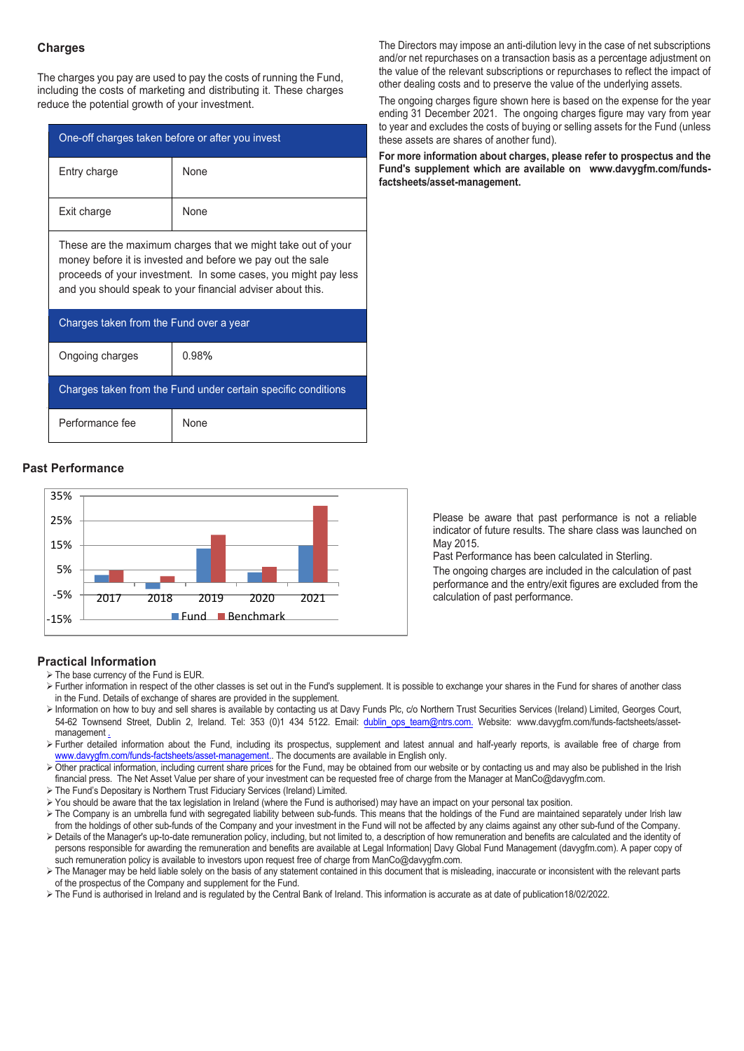## Charges

The charges you pay are used to pay the costs of running the Fund, including the costs of marketing and distributing it. These charges reduce the potential growth of your investment.

| One-off charges taken before or after you invest | |
|---|---|
| Entry charge | None |
| Exit charge | None |
| These are the maximum charges that we might take out of your money before it is invested and before we pay out the sale proceeds of your investment. In some cases, you might pay less and you should speak to your financial adviser about this. | |
| **Charges taken from the Fund over a year** | |
| Ongoing charges | 0.98% |
| **Charges taken from the Fund under certain specific conditions** | |
| Performance fee | None |

The Directors may impose an anti-dilution levy in the case of net subscriptions and/or net repurchases on a transaction basis as a percentage adjustment on the value of the relevant subscriptions or repurchases to reflect the impact of other dealing costs and to preserve the value of the underlying assets.

The ongoing charges figure shown here is based on the expense for the year ending 31 December 2021. The ongoing charges figure may vary from year to year and excludes the costs of buying or selling assets for the Fund (unless these assets are shares of another fund).

**For more information about charges, please refer to prospectus and the Fund's supplement which are available on www.davygfm.com/funds-factsheets/asset-management.**

## Past Performance

35%
25%
15%
5%
-5%
-15%
2017 2018 2019 2020 2021
Fund Benchmark

Please be aware that past performance is not a reliable indicator of future results. The share class was launched on May 2015.

Past Performance has been calculated in Sterling.

The ongoing charges are included in the calculation of past performance and the entry/exit figures are excluded from the calculation of past performance.

## Practical Information

- The base currency of the Fund is EUR.
- Further information in respect of the other classes is set out in the Fund's supplement. It is possible to exchange your shares in the Fund for shares of another class in the Fund. Details of exchange of shares are provided in the supplement.
- Information on how to buy and sell shares is available by contacting us at Davy Funds Plc, c/o Northern Trust Securities Services (Ireland) Limited, Georges Court, 54-62 Townsend Street, Dublin 2, Ireland. Tel: 353 (0)1 434 5122. Email: dublin_ops_team@ntrs.com. Website: www.davygfm.com/funds-factsheets/asset-management .
- Further detailed information about the Fund, including its prospectus, supplement and latest annual and half-yearly reports, is available free of charge from www.davygfm.com/funds-factsheets/asset-management.. The documents are available in English only.
- Other practical information, including current share prices for the Fund, may be obtained from our website or by contacting us and may also be published in the Irish financial press. The Net Asset Value per share of your investment can be requested free of charge from the Manager at ManCo@davygfm.com.
- The Fund's Depositary is Northern Trust Fiduciary Services (Ireland) Limited.
- You should be aware that the tax legislation in Ireland (where the Fund is authorised) may have an impact on your personal tax position.
- The Company is an umbrella fund with segregated liability between sub-funds. This means that the holdings of the Fund are maintained separately under Irish law from the holdings of other sub-funds of the Company and your investment in the Fund will not be affected by any claims against any other sub-fund of the Company.
- Details of the Manager's up-to-date remuneration policy, including, but not limited to, a description of how remuneration and benefits are calculated and the identity of persons responsible for awarding the remuneration and benefits are available at Legal Information| Davy Global Fund Management (davygfm.com). A paper copy of such remuneration policy is available to investors upon request free of charge from ManCo@davygfm.com.
- The Manager may be held liable solely on the basis of any statement contained in this document that is misleading, inaccurate or inconsistent with the relevant parts of the prospectus of the Company and supplement for the Fund.
- The Fund is authorised in Ireland and is regulated by the Central Bank of Ireland. This information is accurate as at date of publication18/02/2022.